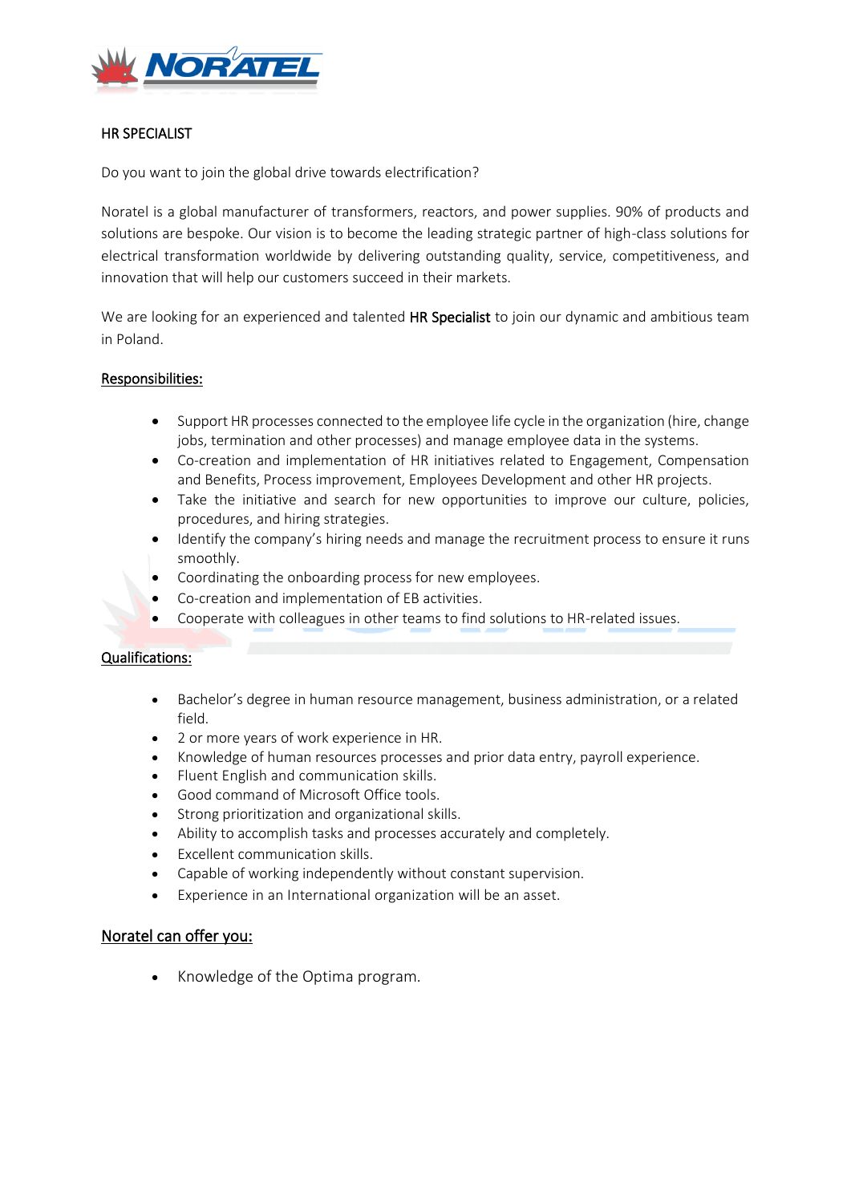HR SPECIALIST

Do you want to join the global drive towards electrification?

Noratel is a global manufacturer of transformers, reactors, and power supplies. 90% of products and solutions are bespoke. Our vision is to become the leading strategic partner of high-class solutions for electrical transformation worldwide by delivering outstanding quality, service, competitiveness, and innovation that will help our customers succeed in their markets.

We are looking for an experienced and talented **HR Specialist** to join our dynamic and ambitious team in Poland.

## Responsibilities:

- Support HR processes connected to the employee life cycle in the organization (hire, change jobs, termination and other processes) and manage employee data in the systems.
- Co-creation and implementation of HR initiatives related to Engagement, Compensation and Benefits, Process improvement, Employees Development and other HR projects.
- Take the initiative and search for new opportunities to improve our culture, policies, procedures, and hiring strategies.
- Identify the company's hiring needs and manage the recruitment process to ensure it runs smoothly.
- Coordinating the onboarding process for new employees.
- Co-creation and implementation of EB activities.
- Cooperate with colleagues in other teams to find solutions to HR-related issues.

## Qualifications:

- Bachelor's degree in human resource management, business administration, or a related field.
- 2 or more years of work experience in HR.
- Knowledge of human resources processes and prior data entry, payroll experience.
- Fluent English and communication skills.
- Good command of Microsoft Office tools.
- Strong prioritization and organizational skills.
- Ability to accomplish tasks and processes accurately and completely.
- Excellent communication skills.
- Capable of working independently without constant supervision.
- Experience in an International organization will be an asset.

## Noratel can offer you:

- Knowledge of the Optima program.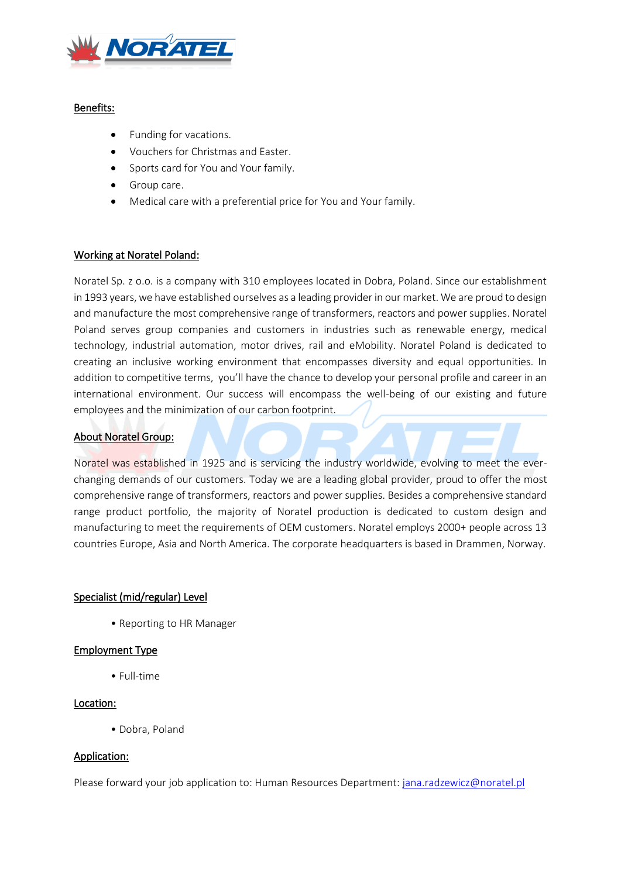**Benefits:**

- Funding for vacations.
- Vouchers for Christmas and Easter.
- Sports card for You and Your family.
- Group care.
- Medical care with a preferential price for You and Your family.

**Working at Noratel Poland:**

Noratel Sp. z o.o. is a company with 310 employees located in Dobra, Poland. Since our establishment in 1993 years, we have established ourselves as a leading provider in our market. We are proud to design and manufacture the most comprehensive range of transformers, reactors and power supplies. Noratel Poland serves group companies and customers in industries such as renewable energy, medical technology, industrial automation, motor drives, rail and eMobility. Noratel Poland is dedicated to creating an inclusive working environment that encompasses diversity and equal opportunities. In addition to competitive terms, you'll have the chance to develop your personal profile and career in an international environment. Our success will encompass the well-being of our existing and future employees and the minimization of our carbon footprint.

**About Noratel Group:**

Noratel was established in 1925 and is servicing the industry worldwide, evolving to meet the ever-changing demands of our customers. Today we are a leading global provider, proud to offer the most comprehensive range of transformers, reactors and power supplies. Besides a comprehensive standard range product portfolio, the majority of Noratel production is dedicated to custom design and manufacturing to meet the requirements of OEM customers. Noratel employs 2000+ people across 13 countries Europe, Asia and North America. The corporate headquarters is based in Drammen, Norway.

**Specialist (mid/regular) Level**

- Reporting to HR Manager

**Employment Type**

- Full-time

**Location:**

- Dobra, Poland

**Application:**

Please forward your job application to: Human Resources Department: jana.radzewicz@noratel.pl